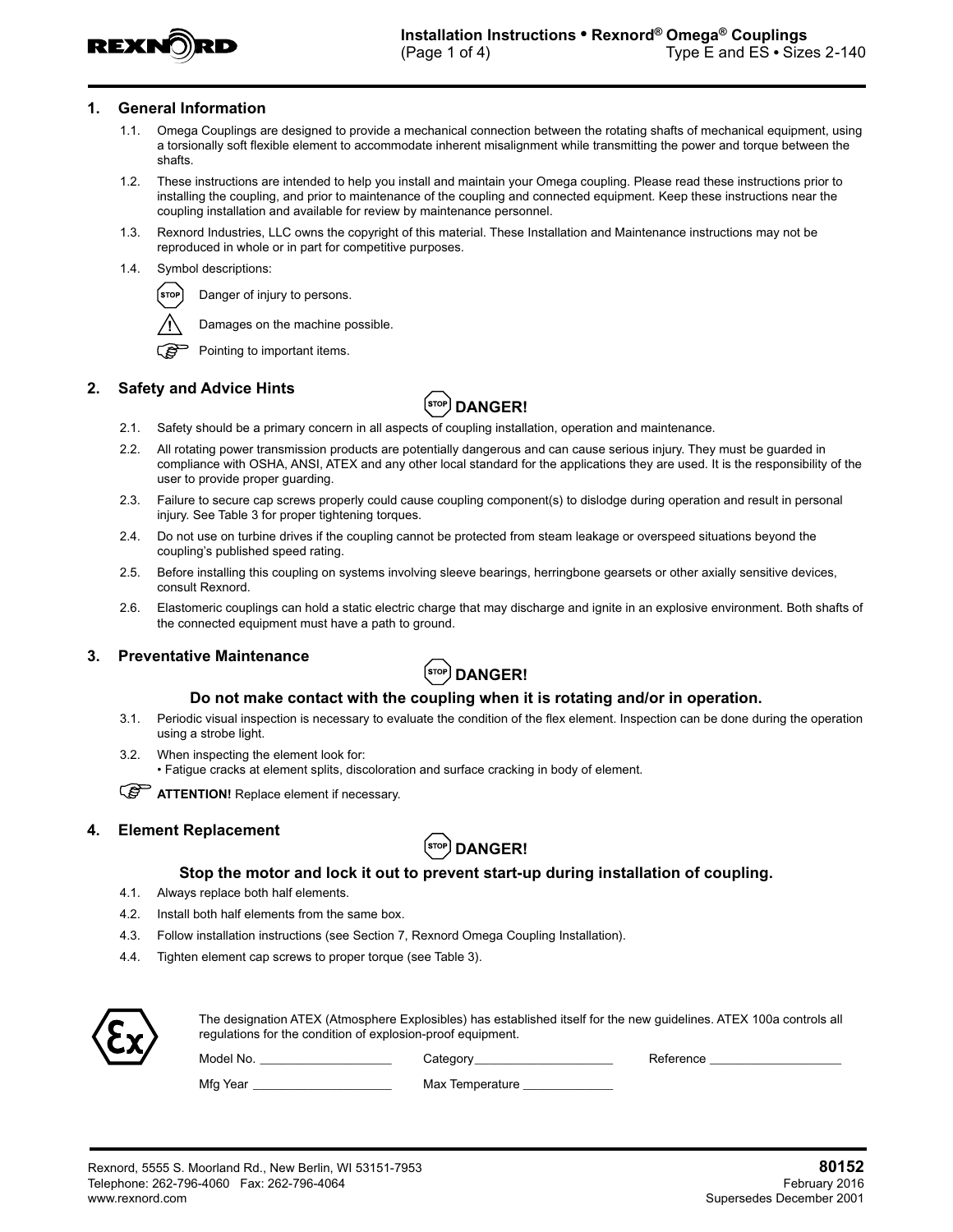## 1. General Information

1.1. Omega Couplings are designed to provide a mechanical connection between the rotating shafts of mechanical equipment, using a torsionally soft flexible element to accommodate inherent misalignment while transmitting the power and torque between the shafts.

1.2. These instructions are intended to help you install and maintain your Omega coupling. Please read these instructions prior to installing the coupling, and prior to maintenance of the coupling and connected equipment. Keep these instructions near the coupling installation and available for review by maintenance personnel.

1.3. Rexnord Industries, LLC owns the copyright of this material. These Installation and Maintenance instructions may not be reproduced in whole or in part for competitive purposes.

1.4. Symbol descriptions:

- STOP: Danger of injury to persons.
- ⚠: Damages on the machine possible.
- ☞: Pointing to important items.

## 2. Safety and Advice Hints

**STOP DANGER!**

2.1. Safety should be a primary concern in all aspects of coupling installation, operation and maintenance.

2.2. All rotating power transmission products are potentially dangerous and can cause serious injury. They must be guarded in compliance with OSHA, ANSI, ATEX and any other local standard for the applications they are used. It is the responsibility of the user to provide proper guarding.

2.3. Failure to secure cap screws properly could cause coupling component(s) to dislodge during operation and result in personal injury. See Table 3 for proper tightening torques.

2.4. Do not use on turbine drives if the coupling cannot be protected from steam leakage or overspeed situations beyond the coupling's published speed rating.

2.5. Before installing this coupling on systems involving sleeve bearings, herringbone gearsets or other axially sensitive devices, consult Rexnord.

2.6. Elastomeric couplings can hold a static electric charge that may discharge and ignite in an explosive environment. Both shafts of the connected equipment must have a path to ground.

## 3. Preventative Maintenance

**STOP DANGER!**

**Do not make contact with the coupling when it is rotating and/or in operation.**

3.1. Periodic visual inspection is necessary to evaluate the condition of the flex element. Inspection can be done during the operation using a strobe light.

3.2. When inspecting the element look for:
• Fatigue cracks at element splits, discoloration and surface cracking in body of element.

☞ **ATTENTION!** Replace element if necessary.

## 4. Element Replacement

**STOP DANGER!**

**Stop the motor and lock it out to prevent start-up during installation of coupling.**

4.1. Always replace both half elements.

4.2. Install both half elements from the same box.

4.3. Follow installation instructions (see Section 7, Rexnord Omega Coupling Installation).

4.4. Tighten element cap screws to proper torque (see Table 3).

The designation ATEX (Atmosphere Explosibles) has established itself for the new guidelines. ATEX 100a controls all regulations for the condition of explosion-proof equipment.

Model No. ___________________ Category ____________________ Reference ___________________

Mfg Year ____________________ Max Temperature _____________

Rexnord, 5555 S. Moorland Rd., New Berlin, WI 53151-7953
Telephone: 262-796-4060 Fax: 262-796-4064
www.rexnord.com

**80152**
February 2016
Supersedes December 2001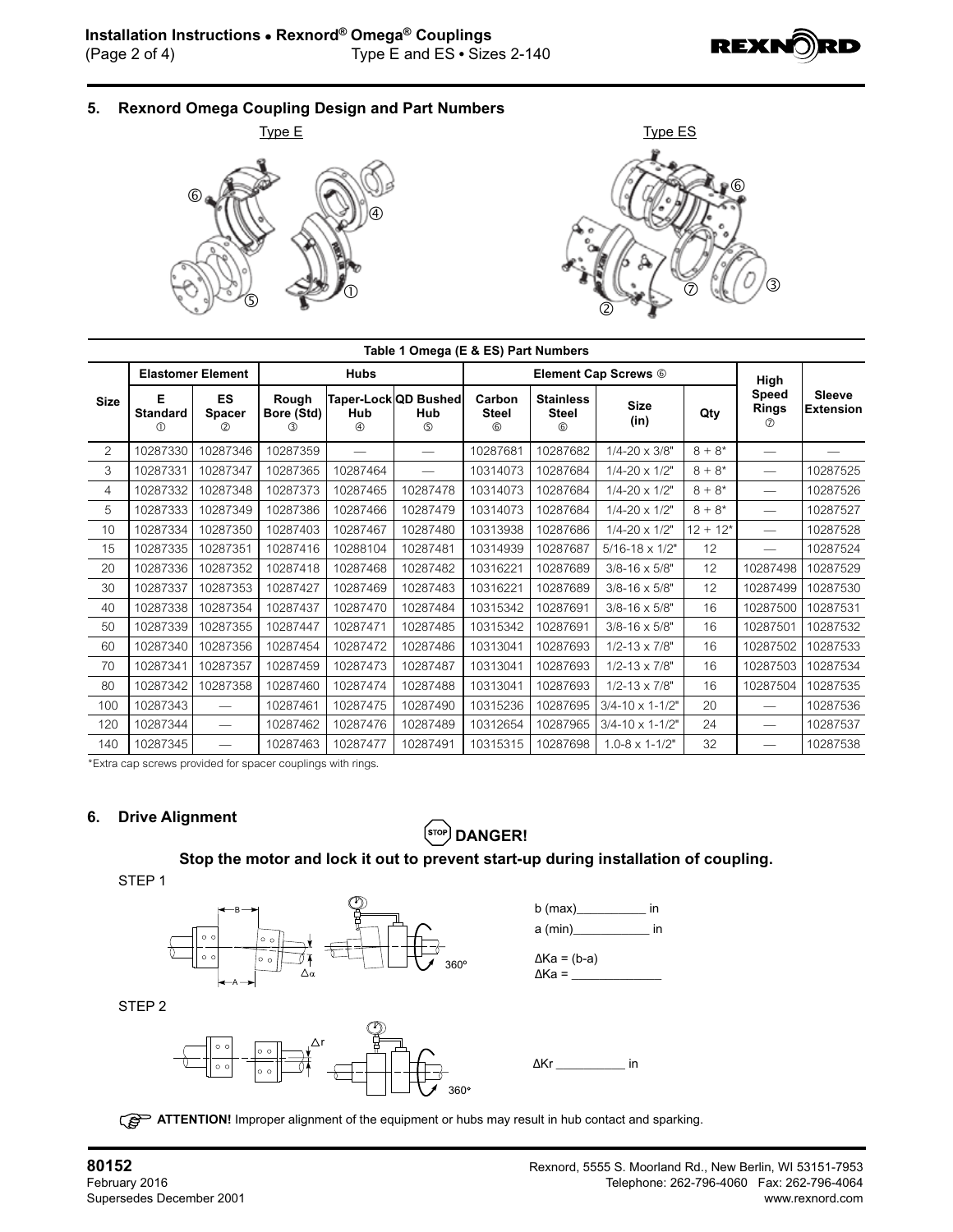## 5. Rexnord Omega Coupling Design and Part Numbers

Type E

Type ES

**Table 1 Omega (E & ES) Part Numbers**

| Size | Elastomer Element | | Hubs | | | Element Cap Screws ⑥ | | | | High Speed Rings ⑦ | Sleeve Extension |
|---|---|---|---|---|---|---|---|---|---|---|---|
| | E Standard ① | ES Spacer ② | Rough Bore (Std) ③ | Taper-Lock Hub ④ | QD Bushed Hub ⑤ | Carbon Steel ⑥ | Stainless Steel ⑥ | Size (in) | Qty | | |
| 2 | 10287330 | 10287346 | 10287359 | — | — | 10287681 | 10287682 | 1/4-20 x 3/8" | 8 + 8* | — | — |
| 3 | 10287331 | 10287347 | 10287365 | 10287464 | — | 10314073 | 10287684 | 1/4-20 x 1/2" | 8 + 8* | — | 10287525 |
| 4 | 10287332 | 10287348 | 10287373 | 10287465 | 10287478 | 10314073 | 10287684 | 1/4-20 x 1/2" | 8 + 8* | — | 10287526 |
| 5 | 10287333 | 10287349 | 10287386 | 10287466 | 10287479 | 10314073 | 10287684 | 1/4-20 x 1/2" | 8 + 8* | — | 10287527 |
| 10 | 10287334 | 10287350 | 10287403 | 10287467 | 10287480 | 10313938 | 10287686 | 1/4-20 x 1/2" | 12 + 12* | — | 10287528 |
| 15 | 10287335 | 10287351 | 10287416 | 10288104 | 10287481 | 10314939 | 10287687 | 5/16-18 x 1/2" | 12 | — | 10287524 |
| 20 | 10287336 | 10287352 | 10287418 | 10287468 | 10287482 | 10316221 | 10287689 | 3/8-16 x 5/8" | 12 | 10287498 | 10287529 |
| 30 | 10287337 | 10287353 | 10287427 | 10287469 | 10287483 | 10316221 | 10287689 | 3/8-16 x 5/8" | 12 | 10287499 | 10287530 |
| 40 | 10287338 | 10287354 | 10287437 | 10287470 | 10287484 | 10315342 | 10287691 | 3/8-16 x 5/8" | 16 | 10287500 | 10287531 |
| 50 | 10287339 | 10287355 | 10287447 | 10287471 | 10287485 | 10315342 | 10287691 | 3/8-16 x 5/8" | 16 | 10287501 | 10287532 |
| 60 | 10287340 | 10287356 | 10287454 | 10287472 | 10287486 | 10313041 | 10287693 | 1/2-13 x 7/8" | 16 | 10287502 | 10287533 |
| 70 | 10287341 | 10287357 | 10287459 | 10287473 | 10287487 | 10313041 | 10287693 | 1/2-13 x 7/8" | 16 | 10287503 | 10287534 |
| 80 | 10287342 | 10287358 | 10287460 | 10287474 | 10287488 | 10313041 | 10287693 | 1/2-13 x 7/8" | 16 | 10287504 | 10287535 |
| 100 | 10287343 | — | 10287461 | 10287475 | 10287490 | 10315236 | 10287695 | 3/4-10 x 1-1/2" | 20 | — | 10287536 |
| 120 | 10287344 | — | 10287462 | 10287476 | 10287489 | 10312654 | 10287965 | 3/4-10 x 1-1/2" | 24 | — | 10287537 |
| 140 | 10287345 | — | 10287463 | 10287477 | 10287491 | 10315315 | 10287698 | 1.0-8 x 1-1/2" | 32 | — | 10287538 |

*Extra cap screws provided for spacer couplings with rings.

## 6. Drive Alignment

**DANGER!**

**Stop the motor and lock it out to prevent start-up during installation of coupling.**

STEP 1

B

A

$\Delta\alpha$

360º

b (max)__________ in

a (min)___________ in

$\Delta Ka = (b\text{-}a)$

$\Delta Ka =$ _____________

STEP 2

$\Delta r$

360º

$\Delta Kr$ __________ in

**ATTENTION!** Improper alignment of the equipment or hubs may result in hub contact and sparking.

**80152**
February 2016
Supersedes December 2001

Rexnord, 5555 S. Moorland Rd., New Berlin, WI 53151-7953
Telephone: 262-796-4060 Fax: 262-796-4064
www.rexnord.com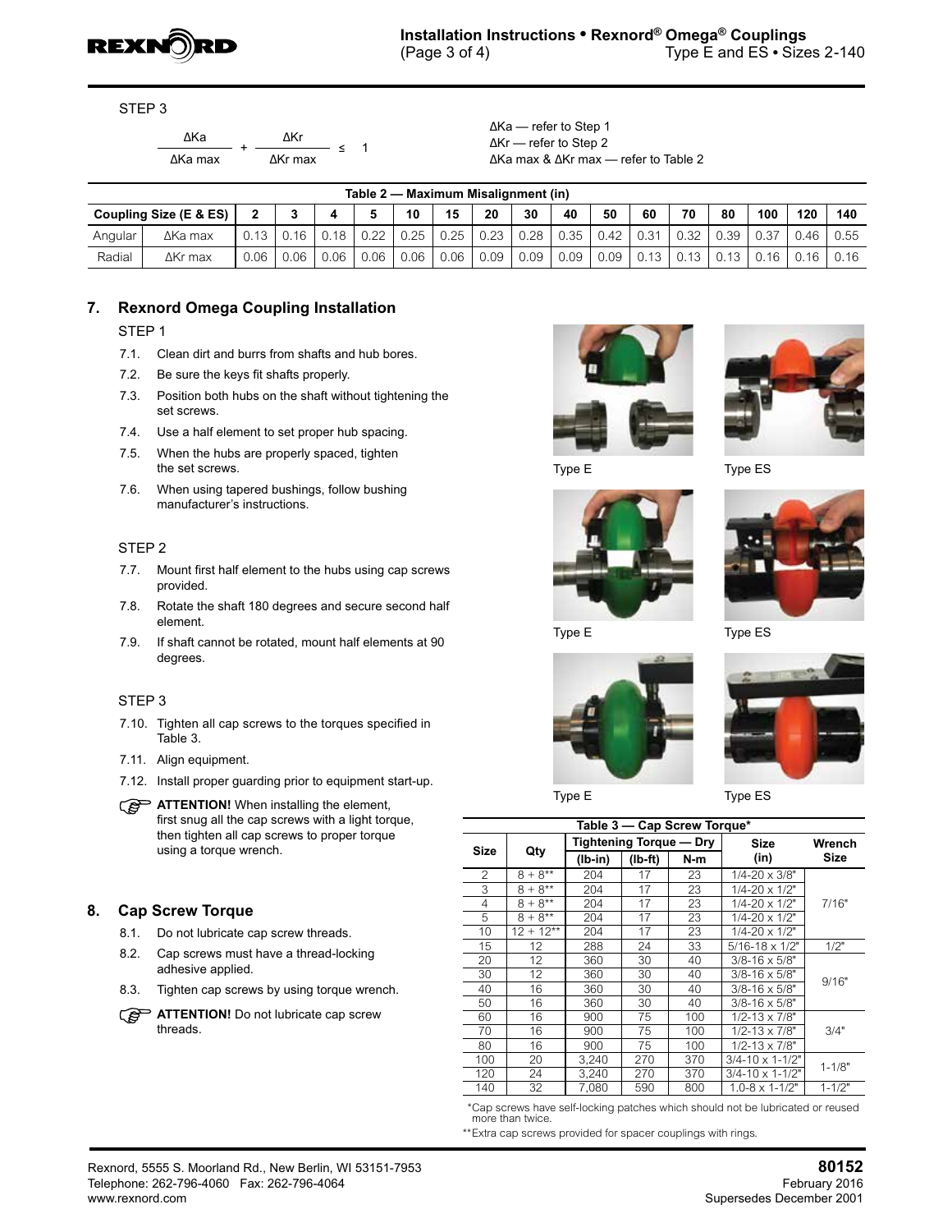STEP 3

$$\frac{\Delta Ka}{\Delta Ka\ max} + \frac{\Delta Kr}{\Delta Kr\ max} \leq 1$$

ΔKa — refer to Step 1
ΔKr — refer to Step 2
ΔKa max & ΔKr max — refer to Table 2

**Table 2 — Maximum Misalignment (in)**

| Coupling Size (E & ES) | | 2 | 3 | 4 | 5 | 10 | 15 | 20 | 30 | 40 | 50 | 60 | 70 | 80 | 100 | 120 | 140 |
|---|---|---|---|---|---|---|---|---|---|---|---|---|---|---|---|---|---|
| Angular | ΔKa max | 0.13 | 0.16 | 0.18 | 0.22 | 0.25 | 0.25 | 0.23 | 0.28 | 0.35 | 0.42 | 0.31 | 0.32 | 0.39 | 0.37 | 0.46 | 0.55 |
| Radial | ΔKr max | 0.06 | 0.06 | 0.06 | 0.06 | 0.06 | 0.06 | 0.09 | 0.09 | 0.09 | 0.09 | 0.13 | 0.13 | 0.13 | 0.16 | 0.16 | 0.16 |

## 7. Rexnord Omega Coupling Installation

STEP 1

7.1. Clean dirt and burrs from shafts and hub bores.

7.2. Be sure the keys fit shafts properly.

7.3. Position both hubs on the shaft without tightening the set screws.

7.4. Use a half element to set proper hub spacing.

7.5. When the hubs are properly spaced, tighten the set screws.

7.6. When using tapered bushings, follow bushing manufacturer's instructions.

STEP 2

7.7. Mount first half element to the hubs using cap screws provided.

7.8. Rotate the shaft 180 degrees and secure second half element.

7.9. If shaft cannot be rotated, mount half elements at 90 degrees.

STEP 3

7.10. Tighten all cap screws to the torques specified in Table 3.

7.11. Align equipment.

7.12. Install proper guarding prior to equipment start-up.

**ATTENTION!** When installing the element, first snug all the cap screws with a light torque, then tighten all cap screws to proper torque using a torque wrench.

Type E

Type ES

Type E

Type ES

Type E

Type ES

## 8. Cap Screw Torque

8.1. Do not lubricate cap screw threads.

8.2. Cap screws must have a thread-locking adhesive applied.

8.3. Tighten cap screws by using torque wrench.

**ATTENTION!** Do not lubricate cap screw threads.

**Table 3 — Cap Screw Torque***

| Size | Qty | Tightening Torque — Dry | | | Size (in) | Wrench Size |
|---|---|---|---|---|---|---|
| | | (lb-in) | (lb-ft) | N-m | | |
| 2 | 8 + 8** | 204 | 17 | 23 | 1/4-20 x 3/8" | 7/16" |
| 3 | 8 + 8** | 204 | 17 | 23 | 1/4-20 x 1/2" | |
| 4 | 8 + 8** | 204 | 17 | 23 | 1/4-20 x 1/2" | |
| 5 | 8 + 8** | 204 | 17 | 23 | 1/4-20 x 1/2" | |
| 10 | 12 + 12** | 204 | 17 | 23 | 1/4-20 x 1/2" | |
| 15 | 12 | 288 | 24 | 33 | 5/16-18 x 1/2" | 1/2" |
| 20 | 12 | 360 | 30 | 40 | 3/8-16 x 5/8" | 9/16" |
| 30 | 12 | 360 | 30 | 40 | 3/8-16 x 5/8" | |
| 40 | 16 | 360 | 30 | 40 | 3/8-16 x 5/8" | |
| 50 | 16 | 360 | 30 | 40 | 3/8-16 x 5/8" | |
| 60 | 16 | 900 | 75 | 100 | 1/2-13 x 7/8" | 3/4" |
| 70 | 16 | 900 | 75 | 100 | 1/2-13 x 7/8" | |
| 80 | 16 | 900 | 75 | 100 | 1/2-13 x 7/8" | |
| 100 | 20 | 3,240 | 270 | 370 | 3/4-10 x 1-1/2" | 1-1/8" |
| 120 | 24 | 3,240 | 270 | 370 | 3/4-10 x 1-1/2" | |
| 140 | 32 | 7,080 | 590 | 800 | 1.0-8 x 1-1/2" | 1-1/2" |

*Cap screws have self-locking patches which should not be lubricated or reused more than twice.

**Extra cap screws provided for spacer couplings with rings.

Rexnord, 5555 S. Moorland Rd., New Berlin, WI 53151-7953
Telephone: 262-796-4060 Fax: 262-796-4064
www.rexnord.com

**80152**
February 2016
Supersedes December 2001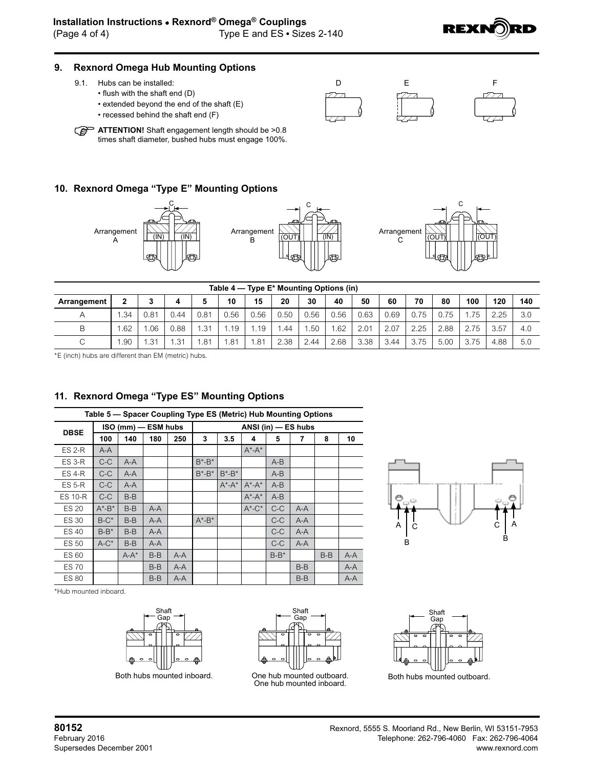## 9. Rexnord Omega Hub Mounting Options

9.1. Hubs can be installed:

- flush with the shaft end (D)
- extended beyond the end of the shaft (E)
- recessed behind the shaft end (F)

D E F

**ATTENTION!** Shaft engagement length should be >0.8 times shaft diameter, bushed hubs must engage 100%.

## 10. Rexnord Omega "Type E" Mounting Options

Arrangement A: C, (IN), (IN)

Arrangement B: C, (OUT), (IN)

Arrangement C: C, (OUT), (OUT)

**Table 4 — Type E* Mounting Options (in)**

| Arrangement | 2 | 3 | 4 | 5 | 10 | 15 | 20 | 30 | 40 | 50 | 60 | 70 | 80 | 100 | 120 | 140 |
|---|---|---|---|---|---|---|---|---|---|---|---|---|---|---|---|---|
| A | 1.34 | 0.81 | 0.44 | 0.81 | 0.56 | 0.56 | 0.50 | 0.56 | 0.56 | 0.63 | 0.69 | 0.75 | 0.75 | 1.75 | 2.25 | 3.0 |
| B | 1.62 | 1.06 | 0.88 | 1.31 | 1.19 | 1.19 | 1.44 | 1.50 | 1.62 | 2.01 | 2.07 | 2.25 | 2.88 | 2.75 | 3.57 | 4.0 |
| C | 1.90 | 1.31 | 1.31 | 1.81 | 1.81 | 1.81 | 2.38 | 2.44 | 2.68 | 3.38 | 3.44 | 3.75 | 5.00 | 3.75 | 4.88 | 5.0 |

*E (inch) hubs are different than EM (metric) hubs.

## 11. Rexnord Omega "Type ES" Mounting Options

**Table 5 — Spacer Coupling Type ES (Metric) Hub Mounting Options**

| DBSE | ISO (mm) — ESM hubs | | | | ANSI (in) — ES hubs | | | | | | |
|---|---|---|---|---|---|---|---|---|---|---|---|
| | 100 | 140 | 180 | 250 | 3 | 3.5 | 4 | 5 | 7 | 8 | 10 |
| ES 2-R | A-A | | | | | | A*-A* | | | | |
| ES 3-R | C-C | A-A | | | B*-B* | | | A-B | | | |
| ES 4-R | C-C | A-A | | | B*-B* | B*-B* | | A-B | | | |
| ES 5-R | C-C | A-A | | | | A*-A* | A*-A* | A-B | | | |
| ES 10-R | C-C | B-B | | | | | A*-A* | A-B | | | |
| ES 20 | A*-B* | B-B | A-A | | | | A*-C* | C-C | A-A | | |
| ES 30 | B-C* | B-B | A-A | | A*-B* | | | C-C | A-A | | |
| ES 40 | B-B* | B-B | A-A | | | | | C-C | A-A | | |
| ES 50 | A-C* | B-B | A-A | | | | | C-C | A-A | | |
| ES 60 | | A-A* | B-B | A-A | | | | B-B* | | B-B | A-A |
| ES 70 | | | B-B | A-A | | | | | B-B | | A-A |
| ES 80 | | | B-B | A-A | | | | | B-B | | A-A |

*Hub mounted inboard.

A C B C A B

Shaft Gap

Both hubs mounted inboard.

Shaft Gap

One hub mounted outboard.
One hub mounted inboard.

Shaft Gap

Both hubs mounted outboard.

**80152**
February 2016
Supersedes December 2001

Rexnord, 5555 S. Moorland Rd., New Berlin, WI 53151-7953
Telephone: 262-796-4060 Fax: 262-796-4064
www.rexnord.com